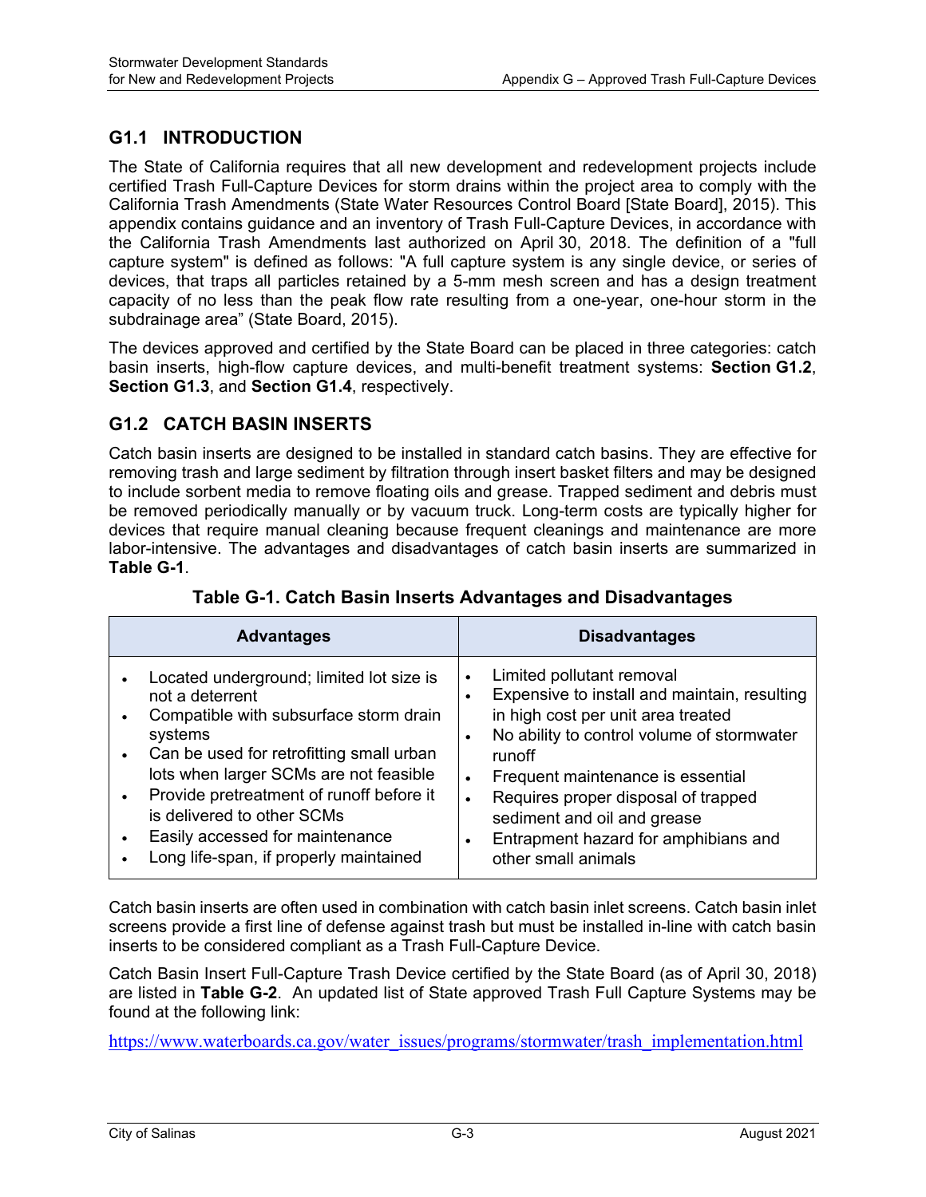## G1.1 INTRODUCTION

The State of California requires that all new development and redevelopment projects include certified Trash Full-Capture Devices for storm drains within the project area to comply with the California Trash Amendments (State Water Resources Control Board [State Board], 2015). This appendix contains guidance and an inventory of Trash Full-Capture Devices, in accordance with the California Trash Amendments last authorized on April 30, 2018. The definition of a "full capture system" is defined as follows: "A full capture system is any single device, or series of devices, that traps all particles retained by a 5-mm mesh screen and has a design treatment capacity of no less than the peak flow rate resulting from a one-year, one-hour storm in the subdrainage area" (State Board, 2015).

The devices approved and certified by the State Board can be placed in three categories: catch basin inserts, high-flow capture devices, and multi-benefit treatment systems: **Section G1.2**, **Section G1.3**, and **Section G1.4**, respectively.

## G1.2 CATCH BASIN INSERTS

Catch basin inserts are designed to be installed in standard catch basins. They are effective for removing trash and large sediment by filtration through insert basket filters and may be designed to include sorbent media to remove floating oils and grease. Trapped sediment and debris must be removed periodically manually or by vacuum truck. Long-term costs are typically higher for devices that require manual cleaning because frequent cleanings and maintenance are more labor-intensive. The advantages and disadvantages of catch basin inserts are summarized in **Table G-1**.

**Table G-1. Catch Basin Inserts Advantages and Disadvantages**

| Advantages | Disadvantages |
|---|---|
| • Located underground; limited lot size is not a deterrent<br>• Compatible with subsurface storm drain systems<br>• Can be used for retrofitting small urban lots when larger SCMs are not feasible<br>• Provide pretreatment of runoff before it is delivered to other SCMs<br>• Easily accessed for maintenance<br>• Long life-span, if properly maintained | • Limited pollutant removal<br>• Expensive to install and maintain, resulting in high cost per unit area treated<br>• No ability to control volume of stormwater runoff<br>• Frequent maintenance is essential<br>• Requires proper disposal of trapped sediment and oil and grease<br>• Entrapment hazard for amphibians and other small animals |

Catch basin inserts are often used in combination with catch basin inlet screens. Catch basin inlet screens provide a first line of defense against trash but must be installed in-line with catch basin inserts to be considered compliant as a Trash Full-Capture Device.

Catch Basin Insert Full-Capture Trash Device certified by the State Board (as of April 30, 2018) are listed in **Table G-2**. An updated list of State approved Trash Full Capture Systems may be found at the following link:

https://www.waterboards.ca.gov/water_issues/programs/stormwater/trash_implementation.html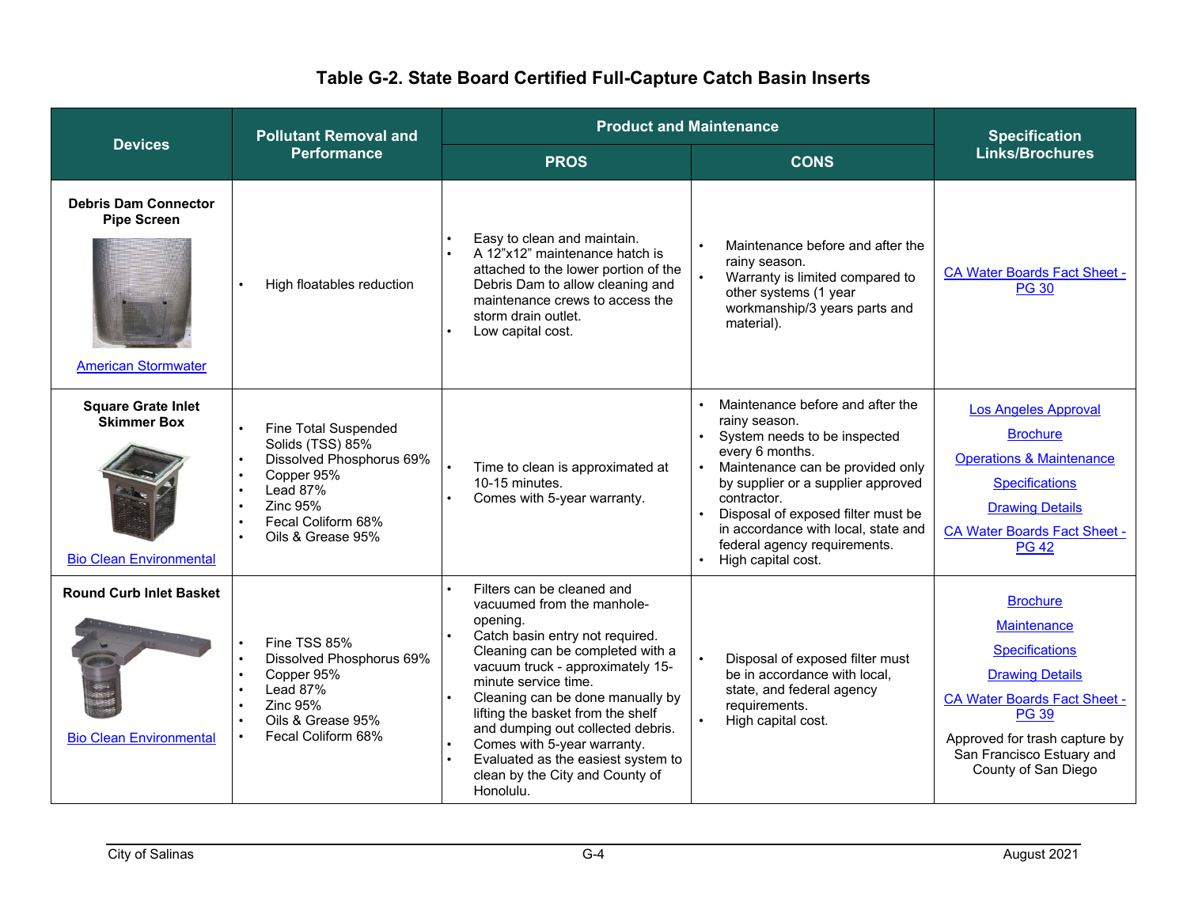## Table G-2. State Board Certified Full-Capture Catch Basin Inserts

| Devices | Pollutant Removal and Performance | Product and Maintenance | | Specification Links/Brochures |
|---|---|---|---|---|
| | | PROS | CONS | |
| **Debris Dam Connector Pipe Screen**<br>American Stormwater | • High floatables reduction | • Easy to clean and maintain.<br>• A 12"x12" maintenance hatch is attached to the lower portion of the Debris Dam to allow cleaning and maintenance crews to access the storm drain outlet.<br>• Low capital cost. | • Maintenance before and after the rainy season.<br>• Warranty is limited compared to other systems (1 year workmanship/3 years parts and material). | CA Water Boards Fact Sheet - PG 30 |
| **Square Grate Inlet Skimmer Box**<br>Bio Clean Environmental | • Fine Total Suspended Solids (TSS) 85%<br>• Dissolved Phosphorus 69%<br>• Copper 95%<br>• Lead 87%<br>• Zinc 95%<br>• Fecal Coliform 68%<br>• Oils & Grease 95% | • Time to clean is approximated at 10-15 minutes.<br>• Comes with 5-year warranty. | • Maintenance before and after the rainy season.<br>• System needs to be inspected every 6 months.<br>• Maintenance can be provided only by supplier or a supplier approved contractor.<br>• Disposal of exposed filter must be in accordance with local, state and federal agency requirements.<br>• High capital cost. | Los Angeles Approval<br>Brochure<br>Operations & Maintenance<br>Specifications<br>Drawing Details<br>CA Water Boards Fact Sheet - PG 42 |
| **Round Curb Inlet Basket**<br>Bio Clean Environmental | • Fine TSS 85%<br>• Dissolved Phosphorus 69%<br>• Copper 95%<br>• Lead 87%<br>• Zinc 95%<br>• Oils & Grease 95%<br>• Fecal Coliform 68% | • Filters can be cleaned and vacuumed from the manhole-opening.<br>• Catch basin entry not required. Cleaning can be completed with a vacuum truck - approximately 15-minute service time.<br>• Cleaning can be done manually by lifting the basket from the shelf and dumping out collected debris.<br>• Comes with 5-year warranty.<br>• Evaluated as the easiest system to clean by the City and County of Honolulu. | • Disposal of exposed filter must be in accordance with local, state, and federal agency requirements.<br>• High capital cost. | Brochure<br>Maintenance<br>Specifications<br>Drawing Details<br>CA Water Boards Fact Sheet - PG 39<br>Approved for trash capture by San Francisco Estuary and County of San Diego |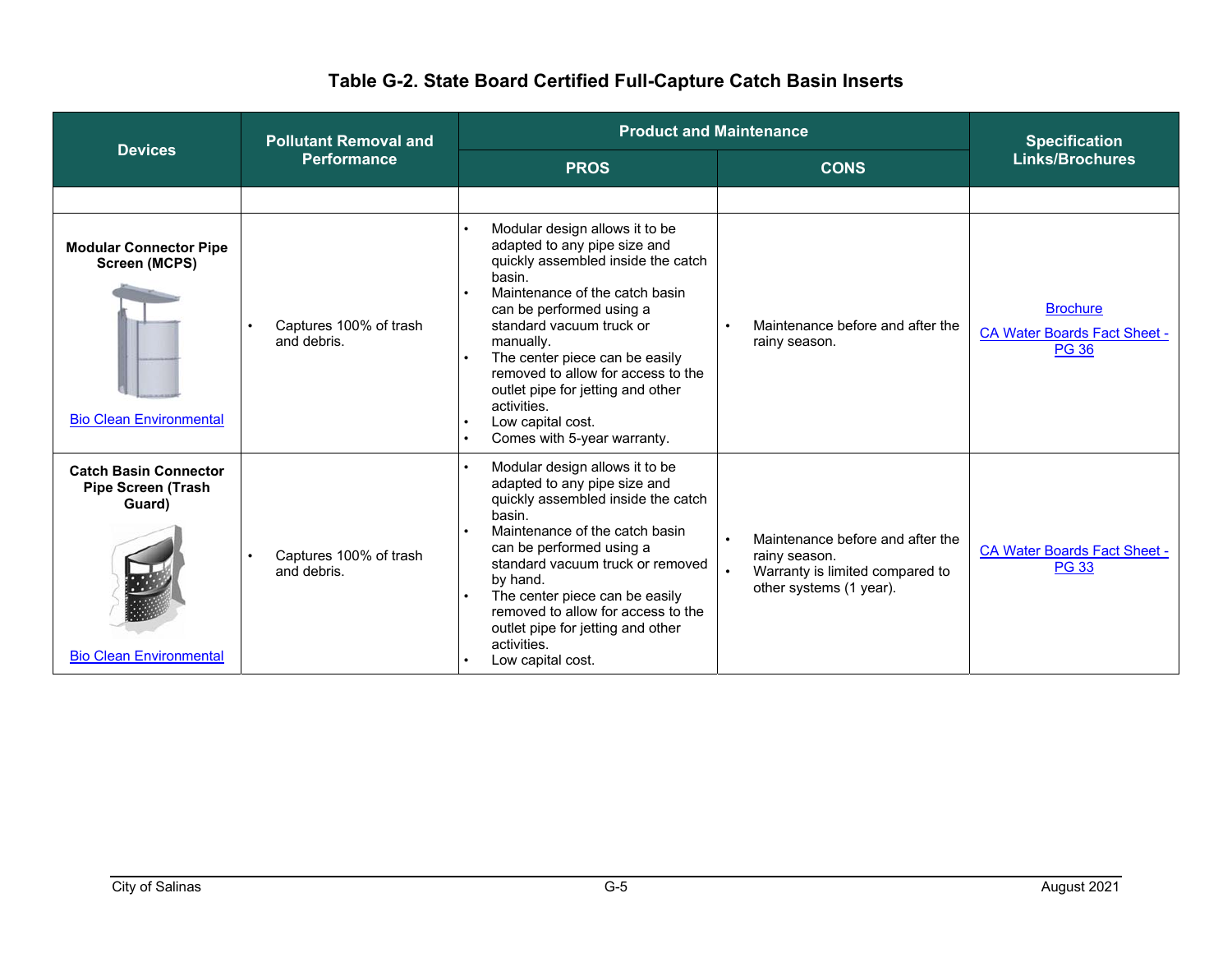# Table G-2. State Board Certified Full-Capture Catch Basin Inserts

| Devices | Pollutant Removal and Performance | Product and Maintenance | | Specification Links/Brochures |
|---|---|---|---|---|
| | | PROS | CONS | |
| | | | | |
| **Modular Connector Pipe Screen (MCPS)**<br><br>Bio Clean Environmental | • Captures 100% of trash and debris. | • Modular design allows it to be adapted to any pipe size and quickly assembled inside the catch basin.<br>• Maintenance of the catch basin can be performed using a standard vacuum truck or manually.<br>• The center piece can be easily removed to allow for access to the outlet pipe for jetting and other activities.<br>• Low capital cost.<br>• Comes with 5-year warranty. | • Maintenance before and after the rainy season. | Brochure<br><br>CA Water Boards Fact Sheet - PG 36 |
| **Catch Basin Connector Pipe Screen (Trash Guard)**<br><br>Bio Clean Environmental | • Captures 100% of trash and debris. | • Modular design allows it to be adapted to any pipe size and quickly assembled inside the catch basin.<br>• Maintenance of the catch basin can be performed using a standard vacuum truck or removed by hand.<br>• The center piece can be easily removed to allow for access to the outlet pipe for jetting and other activities.<br>• Low capital cost. | • Maintenance before and after the rainy season.<br>• Warranty is limited compared to other systems (1 year). | CA Water Boards Fact Sheet - PG 33 |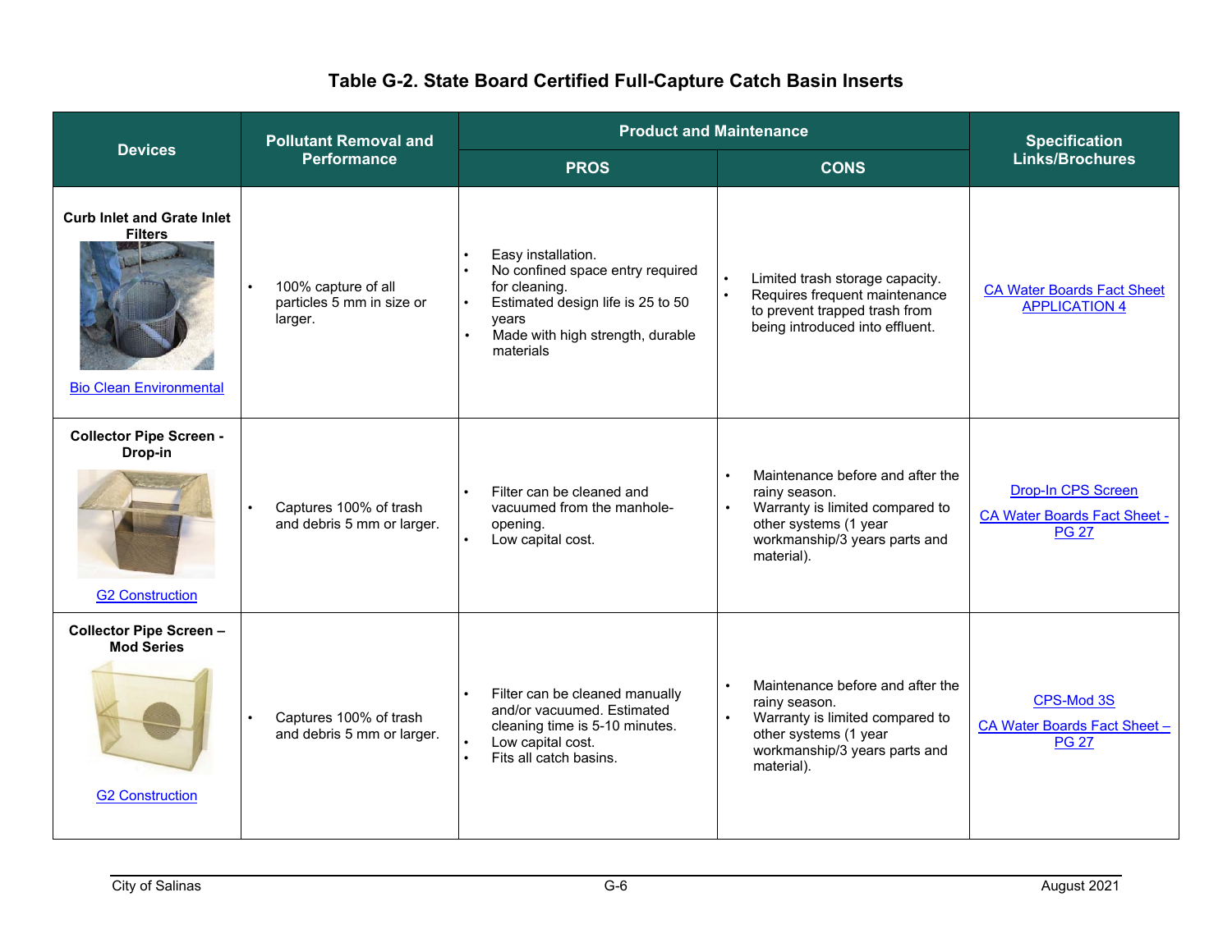# Table G-2. State Board Certified Full-Capture Catch Basin Inserts

| Devices | Pollutant Removal and Performance | Product and Maintenance | | Specification Links/Brochures |
|---|---|---|---|---|
| | | PROS | CONS | |
| **Curb Inlet and Grate Inlet Filters** Bio Clean Environmental | • 100% capture of all particles 5 mm in size or larger. | • Easy installation. • No confined space entry required for cleaning. • Estimated design life is 25 to 50 years • Made with high strength, durable materials | • Limited trash storage capacity. • Requires frequent maintenance to prevent trapped trash from being introduced into effluent. | CA Water Boards Fact Sheet APPLICATION 4 |
| **Collector Pipe Screen - Drop-in** G2 Construction | • Captures 100% of trash and debris 5 mm or larger. | • Filter can be cleaned and vacuumed from the manhole-opening. • Low capital cost. | • Maintenance before and after the rainy season. • Warranty is limited compared to other systems (1 year workmanship/3 years parts and material). | Drop-In CPS Screen CA Water Boards Fact Sheet - PG 27 |
| **Collector Pipe Screen – Mod Series** G2 Construction | • Captures 100% of trash and debris 5 mm or larger. | • Filter can be cleaned manually and/or vacuumed. Estimated cleaning time is 5-10 minutes. • Low capital cost. • Fits all catch basins. | • Maintenance before and after the rainy season. • Warranty is limited compared to other systems (1 year workmanship/3 years parts and material). | CPS-Mod 3S CA Water Boards Fact Sheet – PG 27 |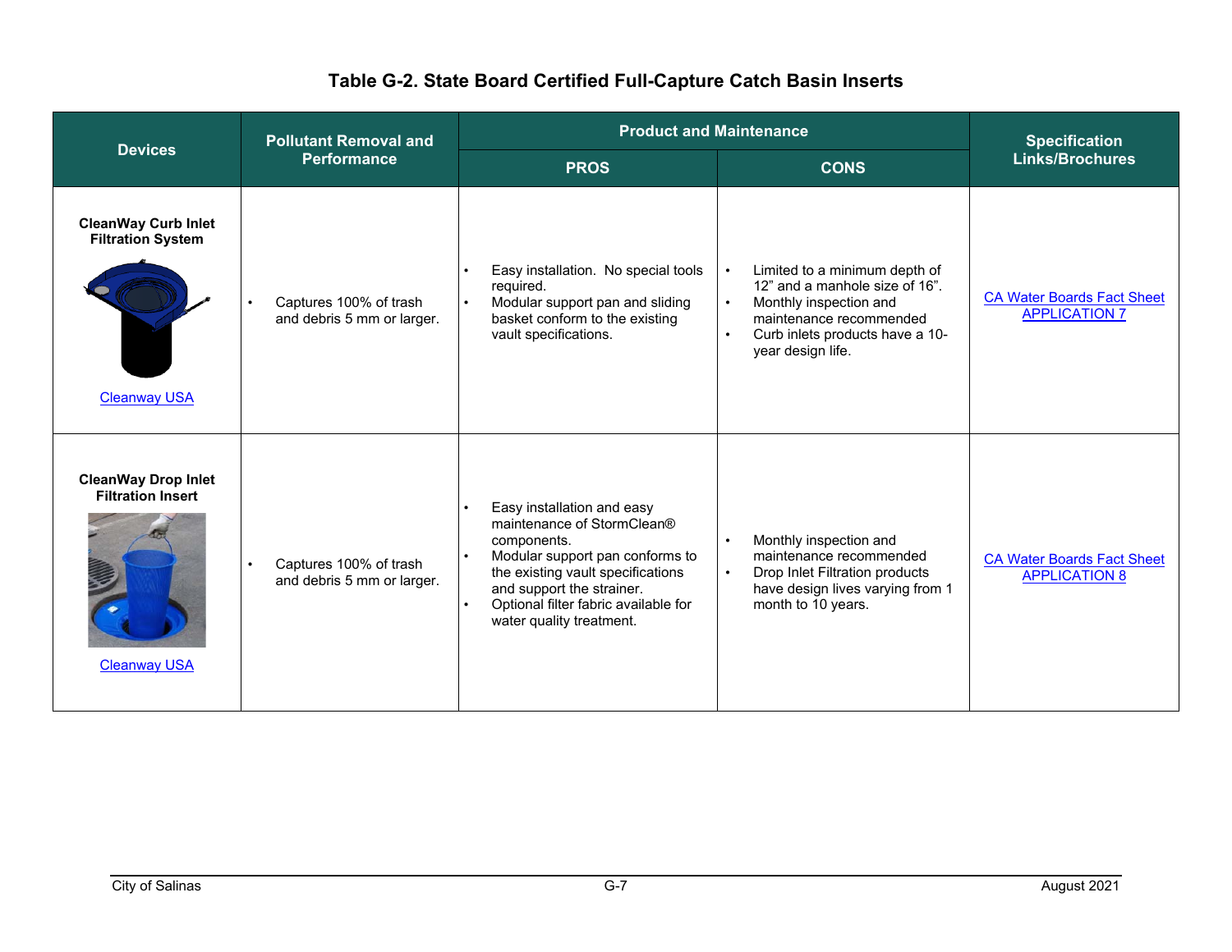# Table G-2. State Board Certified Full-Capture Catch Basin Inserts

| Devices | Pollutant Removal and Performance | Product and Maintenance | | Specification Links/Brochures |
|---|---|---|---|---|
| | | PROS | CONS | |
| **CleanWay Curb Inlet Filtration System** Cleanway USA | • Captures 100% of trash and debris 5 mm or larger. | • Easy installation. No special tools required. • Modular support pan and sliding basket conform to the existing vault specifications. | • Limited to a minimum depth of 12" and a manhole size of 16". • Monthly inspection and maintenance recommended • Curb inlets products have a 10-year design life. | CA Water Boards Fact Sheet APPLICATION 7 |
| **CleanWay Drop Inlet Filtration Insert** Cleanway USA | • Captures 100% of trash and debris 5 mm or larger. | • Easy installation and easy maintenance of StormClean® components. • Modular support pan conforms to the existing vault specifications and support the strainer. • Optional filter fabric available for water quality treatment. | • Monthly inspection and maintenance recommended • Drop Inlet Filtration products have design lives varying from 1 month to 10 years. | CA Water Boards Fact Sheet APPLICATION 8 |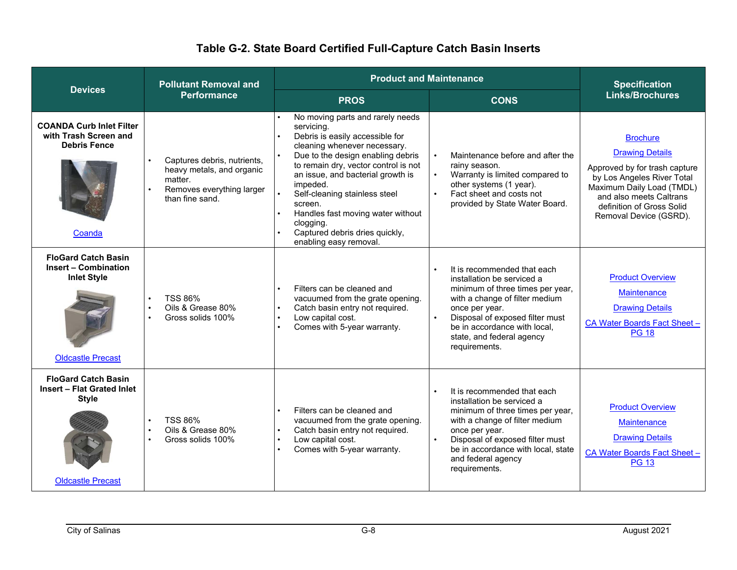# Table G-2. State Board Certified Full-Capture Catch Basin Inserts

| Devices | Pollutant Removal and Performance | Product and Maintenance | | Specification Links/Brochures |
|---|---|---|---|---|
| | | PROS | CONS | |
| **COANDA Curb Inlet Filter with Trash Screen and Debris Fence**<br><br>Coanda | • Captures debris, nutrients, heavy metals, and organic matter.<br>• Removes everything larger than fine sand. | • No moving parts and rarely needs servicing.<br>• Debris is easily accessible for cleaning whenever necessary.<br>• Due to the design enabling debris to remain dry, vector control is not an issue, and bacterial growth is impeded.<br>• Self-cleaning stainless steel screen.<br>• Handles fast moving water without clogging.<br>• Captured debris dries quickly, enabling easy removal. | • Maintenance before and after the rainy season.<br>• Warranty is limited compared to other systems (1 year).<br>• Fact sheet and costs not provided by State Water Board. | Brochure<br><br>Drawing Details<br><br>Approved by for trash capture by Los Angeles River Total Maximum Daily Load (TMDL) and also meets Caltrans definition of Gross Solid Removal Device (GSRD). |
| **FloGard Catch Basin Insert – Combination Inlet Style**<br><br>Oldcastle Precast | • TSS 86%<br>• Oils & Grease 80%<br>• Gross solids 100% | • Filters can be cleaned and vacuumed from the grate opening.<br>• Catch basin entry not required.<br>• Low capital cost.<br>• Comes with 5-year warranty. | • It is recommended that each installation be serviced a minimum of three times per year, with a change of filter medium once per year.<br>• Disposal of exposed filter must be in accordance with local, state, and federal agency requirements. | Product Overview<br><br>Maintenance<br><br>Drawing Details<br><br>CA Water Boards Fact Sheet – PG 18 |
| **FloGard Catch Basin Insert – Flat Grated Inlet Style**<br><br>Oldcastle Precast | • TSS 86%<br>• Oils & Grease 80%<br>• Gross solids 100% | • Filters can be cleaned and vacuumed from the grate opening.<br>• Catch basin entry not required.<br>• Low capital cost.<br>• Comes with 5-year warranty. | • It is recommended that each installation be serviced a minimum of three times per year, with a change of filter medium once per year.<br>• Disposal of exposed filter must be in accordance with local, state and federal agency requirements. | Product Overview<br><br>Maintenance<br><br>Drawing Details<br><br>CA Water Boards Fact Sheet – PG 13 |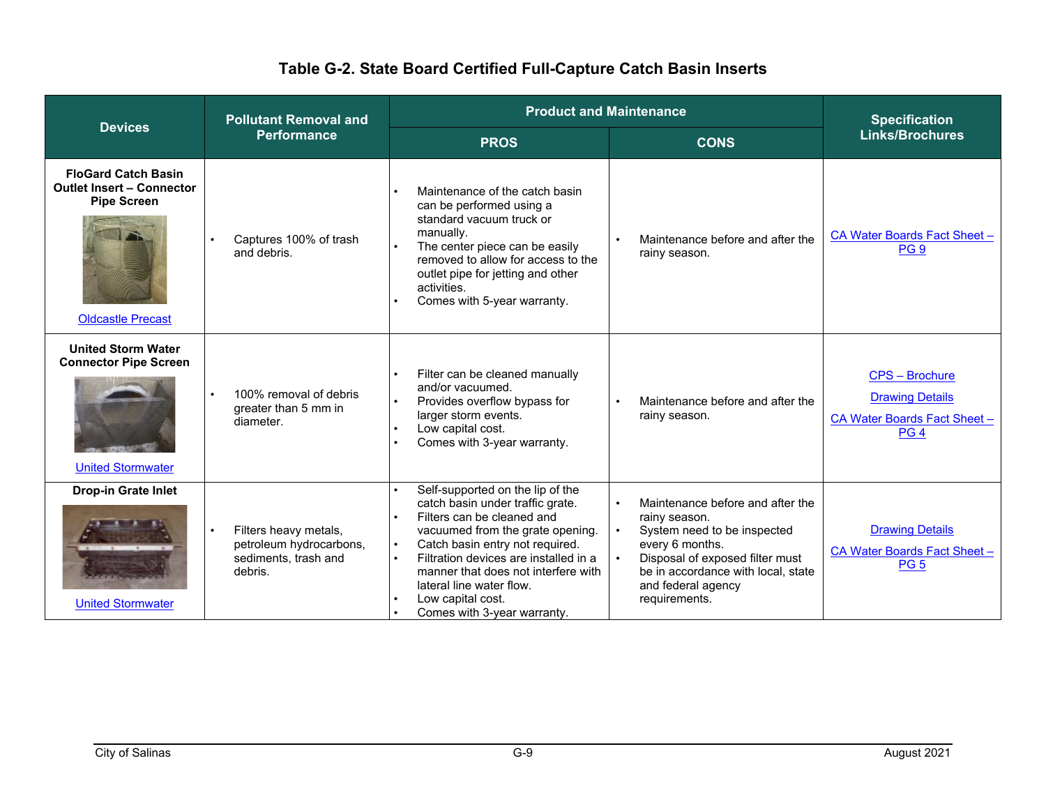# Table G-2. State Board Certified Full-Capture Catch Basin Inserts

| Devices | Pollutant Removal and Performance | Product and Maintenance | | Specification Links/Brochures |
|---|---|---|---|---|
| | | PROS | CONS | |
| **FloGard Catch Basin Outlet Insert – Connector Pipe Screen** <br> Oldcastle Precast | • Captures 100% of trash and debris. | • Maintenance of the catch basin can be performed using a standard vacuum truck or manually. <br> • The center piece can be easily removed to allow for access to the outlet pipe for jetting and other activities. <br> • Comes with 5-year warranty. | • Maintenance before and after the rainy season. | CA Water Boards Fact Sheet – PG 9 |
| **United Storm Water Connector Pipe Screen** <br> United Stormwater | • 100% removal of debris greater than 5 mm in diameter. | • Filter can be cleaned manually and/or vacuumed. <br> • Provides overflow bypass for larger storm events. <br> • Low capital cost. <br> • Comes with 3-year warranty. | • Maintenance before and after the rainy season. | CPS – Brochure <br> Drawing Details <br> CA Water Boards Fact Sheet – PG 4 |
| **Drop-in Grate Inlet** <br> United Stormwater | • Filters heavy metals, petroleum hydrocarbons, sediments, trash and debris. | • Self-supported on the lip of the catch basin under traffic grate. <br> • Filters can be cleaned and vacuumed from the grate opening. <br> • Catch basin entry not required. <br> • Filtration devices are installed in a manner that does not interfere with lateral line water flow. <br> • Low capital cost. <br> • Comes with 3-year warranty. | • Maintenance before and after the rainy season. <br> • System need to be inspected every 6 months. <br> • Disposal of exposed filter must be in accordance with local, state and federal agency requirements. | Drawing Details <br> CA Water Boards Fact Sheet – PG 5 |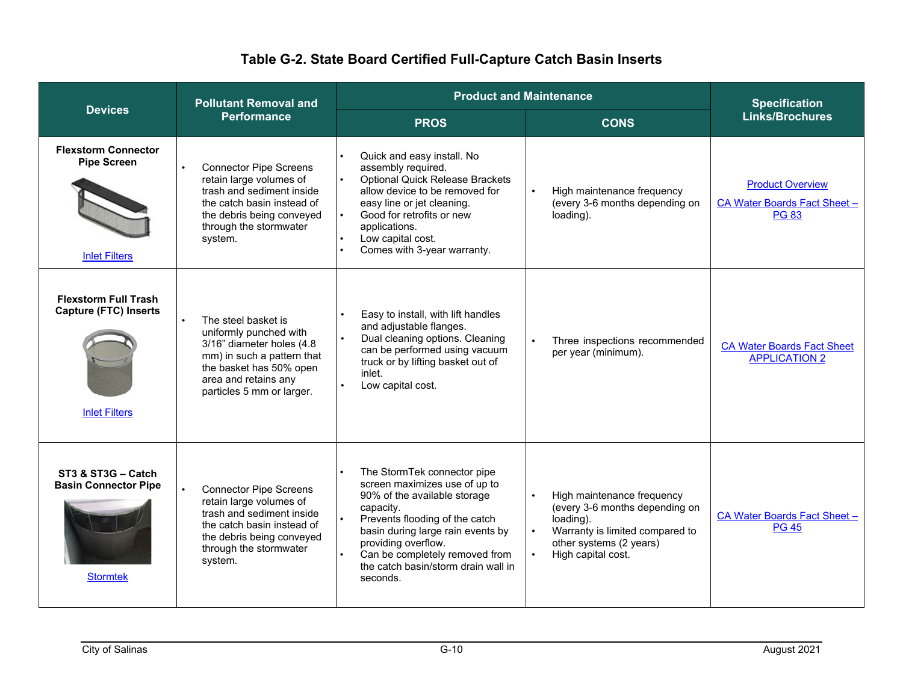# Table G-2. State Board Certified Full-Capture Catch Basin Inserts

| Devices | Pollutant Removal and Performance | Product and Maintenance | | Specification Links/Brochures |
|---|---|---|---|---|
| | | PROS | CONS | |
| **Flexstorm Connector Pipe Screen**<br>Inlet Filters | • Connector Pipe Screens retain large volumes of trash and sediment inside the catch basin instead of the debris being conveyed through the stormwater system. | • Quick and easy install. No assembly required.<br>• Optional Quick Release Brackets allow device to be removed for easy line or jet cleaning.<br>• Good for retrofits or new applications.<br>• Low capital cost.<br>• Comes with 3-year warranty. | • High maintenance frequency (every 3-6 months depending on loading). | Product Overview<br>CA Water Boards Fact Sheet – PG 83 |
| **Flexstorm Full Trash Capture (FTC) Inserts**<br>Inlet Filters | • The steel basket is uniformly punched with 3/16" diameter holes (4.8 mm) in such a pattern that the basket has 50% open area and retains any particles 5 mm or larger. | • Easy to install, with lift handles and adjustable flanges.<br>• Dual cleaning options. Cleaning can be performed using vacuum truck or by lifting basket out of inlet.<br>• Low capital cost. | • Three inspections recommended per year (minimum). | CA Water Boards Fact Sheet APPLICATION 2 |
| **ST3 & ST3G – Catch Basin Connector Pipe**<br>Stormtek | • Connector Pipe Screens retain large volumes of trash and sediment inside the catch basin instead of the debris being conveyed through the stormwater system. | • The StormTek connector pipe screen maximizes use of up to 90% of the available storage capacity.<br>• Prevents flooding of the catch basin during large rain events by providing overflow.<br>• Can be completely removed from the catch basin/storm drain wall in seconds. | • High maintenance frequency (every 3-6 months depending on loading).<br>• Warranty is limited compared to other systems (2 years)<br>• High capital cost. | CA Water Boards Fact Sheet – PG 45 |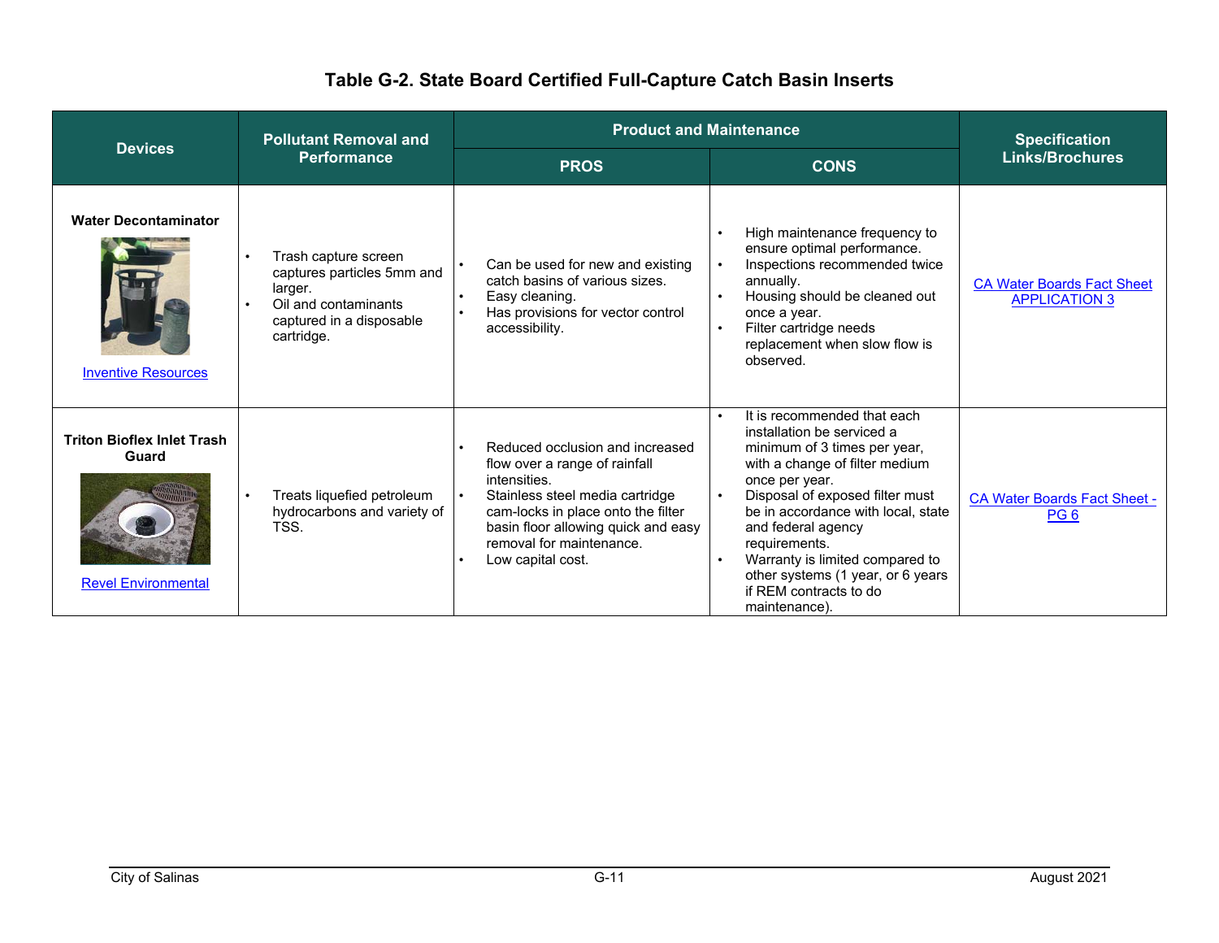# Table G-2. State Board Certified Full-Capture Catch Basin Inserts

| Devices | Pollutant Removal and Performance | Product and Maintenance | | Specification Links/Brochures |
|---|---|---|---|---|
| | | PROS | CONS | |
| **Water Decontaminator**<br>Inventive Resources | • Trash capture screen captures particles 5mm and larger.<br>• Oil and contaminants captured in a disposable cartridge. | • Can be used for new and existing catch basins of various sizes.<br>• Easy cleaning.<br>• Has provisions for vector control accessibility. | • High maintenance frequency to ensure optimal performance.<br>• Inspections recommended twice annually.<br>• Housing should be cleaned out once a year.<br>• Filter cartridge needs replacement when slow flow is observed. | CA Water Boards Fact Sheet APPLICATION 3 |
| **Triton Bioflex Inlet Trash Guard**<br>Revel Environmental | • Treats liquefied petroleum hydrocarbons and variety of TSS. | • Reduced occlusion and increased flow over a range of rainfall intensities.<br>• Stainless steel media cartridge cam-locks in place onto the filter basin floor allowing quick and easy removal for maintenance.<br>• Low capital cost. | • It is recommended that each installation be serviced a minimum of 3 times per year, with a change of filter medium once per year.<br>• Disposal of exposed filter must be in accordance with local, state and federal agency requirements.<br>• Warranty is limited compared to other systems (1 year, or 6 years if REM contracts to do maintenance). | CA Water Boards Fact Sheet - PG 6 |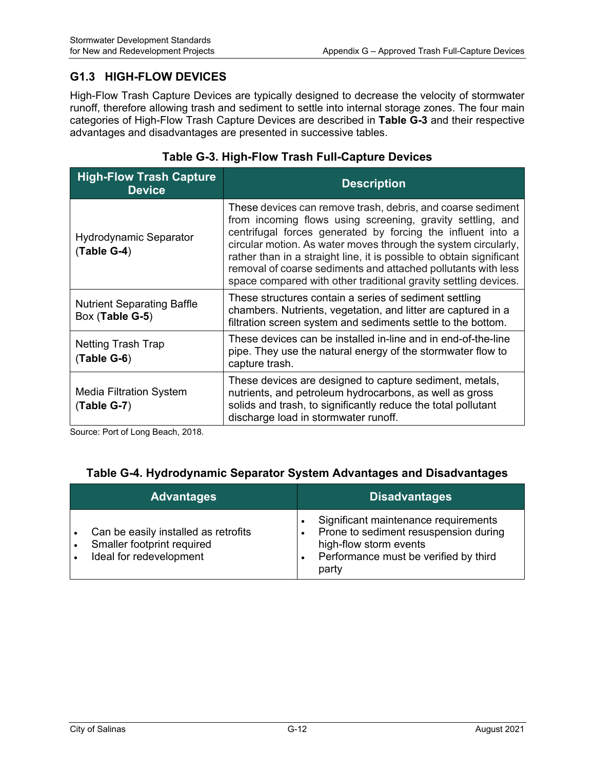## G1.3 HIGH-FLOW DEVICES

High-Flow Trash Capture Devices are typically designed to decrease the velocity of stormwater runoff, therefore allowing trash and sediment to settle into internal storage zones. The four main categories of High-Flow Trash Capture Devices are described in **Table G-3** and their respective advantages and disadvantages are presented in successive tables.

**Table G-3. High-Flow Trash Full-Capture Devices**

| High-Flow Trash Capture Device | Description |
|---|---|
| Hydrodynamic Separator (**Table G-4**) | These devices can remove trash, debris, and coarse sediment from incoming flows using screening, gravity settling, and centrifugal forces generated by forcing the influent into a circular motion. As water moves through the system circularly, rather than in a straight line, it is possible to obtain significant removal of coarse sediments and attached pollutants with less space compared with other traditional gravity settling devices. |
| Nutrient Separating Baffle Box (**Table G-5**) | These structures contain a series of sediment settling chambers. Nutrients, vegetation, and litter are captured in a filtration screen system and sediments settle to the bottom. |
| Netting Trash Trap (**Table G-6**) | These devices can be installed in-line and in end-of-the-line pipe. They use the natural energy of the stormwater flow to capture trash. |
| Media Filtration System (**Table G-7**) | These devices are designed to capture sediment, metals, nutrients, and petroleum hydrocarbons, as well as gross solids and trash, to significantly reduce the total pollutant discharge load in stormwater runoff. |

Source: Port of Long Beach, 2018.

**Table G-4. Hydrodynamic Separator System Advantages and Disadvantages**

| Advantages | Disadvantages |
|---|---|
| • Can be easily installed as retrofits<br>• Smaller footprint required<br>• Ideal for redevelopment | • Significant maintenance requirements<br>• Prone to sediment resuspension during high-flow storm events<br>• Performance must be verified by third party |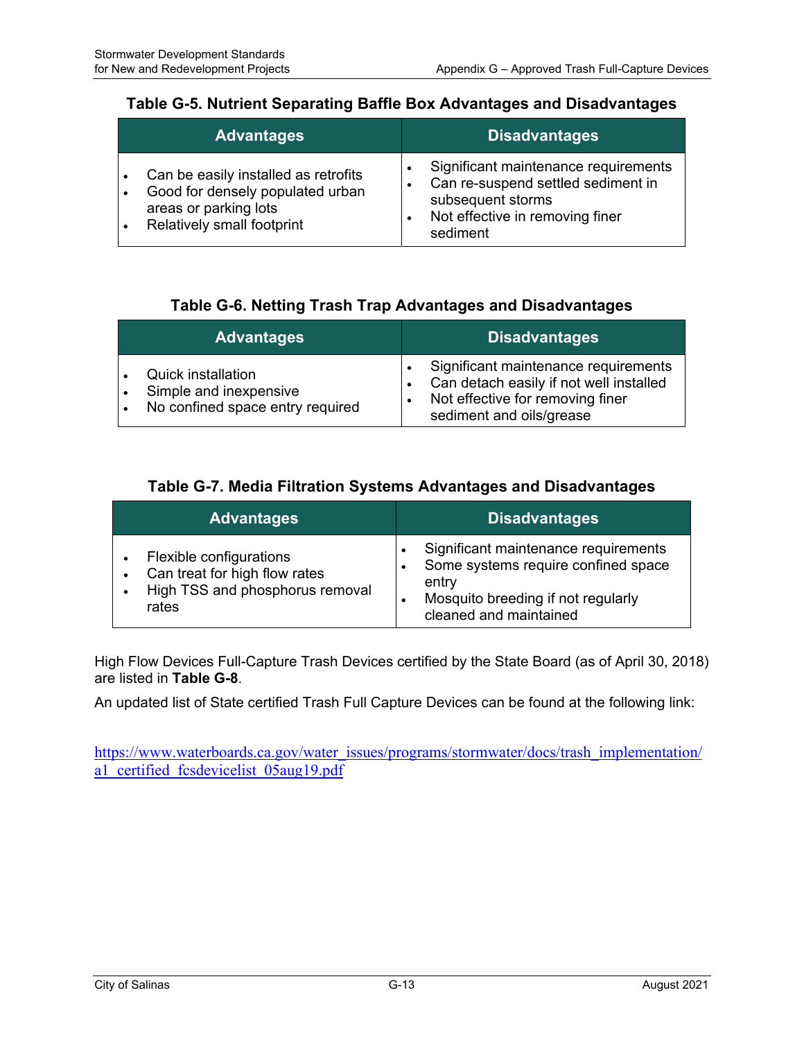**Table G-5. Nutrient Separating Baffle Box Advantages and Disadvantages**

| Advantages | Disadvantages |
|---|---|
| • Can be easily installed as retrofits<br>• Good for densely populated urban areas or parking lots<br>• Relatively small footprint | • Significant maintenance requirements<br>• Can re-suspend settled sediment in subsequent storms<br>• Not effective in removing finer sediment |

**Table G-6. Netting Trash Trap Advantages and Disadvantages**

| Advantages | Disadvantages |
|---|---|
| • Quick installation<br>• Simple and inexpensive<br>• No confined space entry required | • Significant maintenance requirements<br>• Can detach easily if not well installed<br>• Not effective for removing finer sediment and oils/grease |

**Table G-7. Media Filtration Systems Advantages and Disadvantages**

| Advantages | Disadvantages |
|---|---|
| • Flexible configurations<br>• Can treat for high flow rates<br>• High TSS and phosphorus removal rates | • Significant maintenance requirements<br>• Some systems require confined space entry<br>• Mosquito breeding if not regularly cleaned and maintained |

High Flow Devices Full-Capture Trash Devices certified by the State Board (as of April 30, 2018) are listed in **Table G-8**.

An updated list of State certified Trash Full Capture Devices can be found at the following link:

https://www.waterboards.ca.gov/water_issues/programs/stormwater/docs/trash_implementation/a1_certified_fcsdevicelist_05aug19.pdf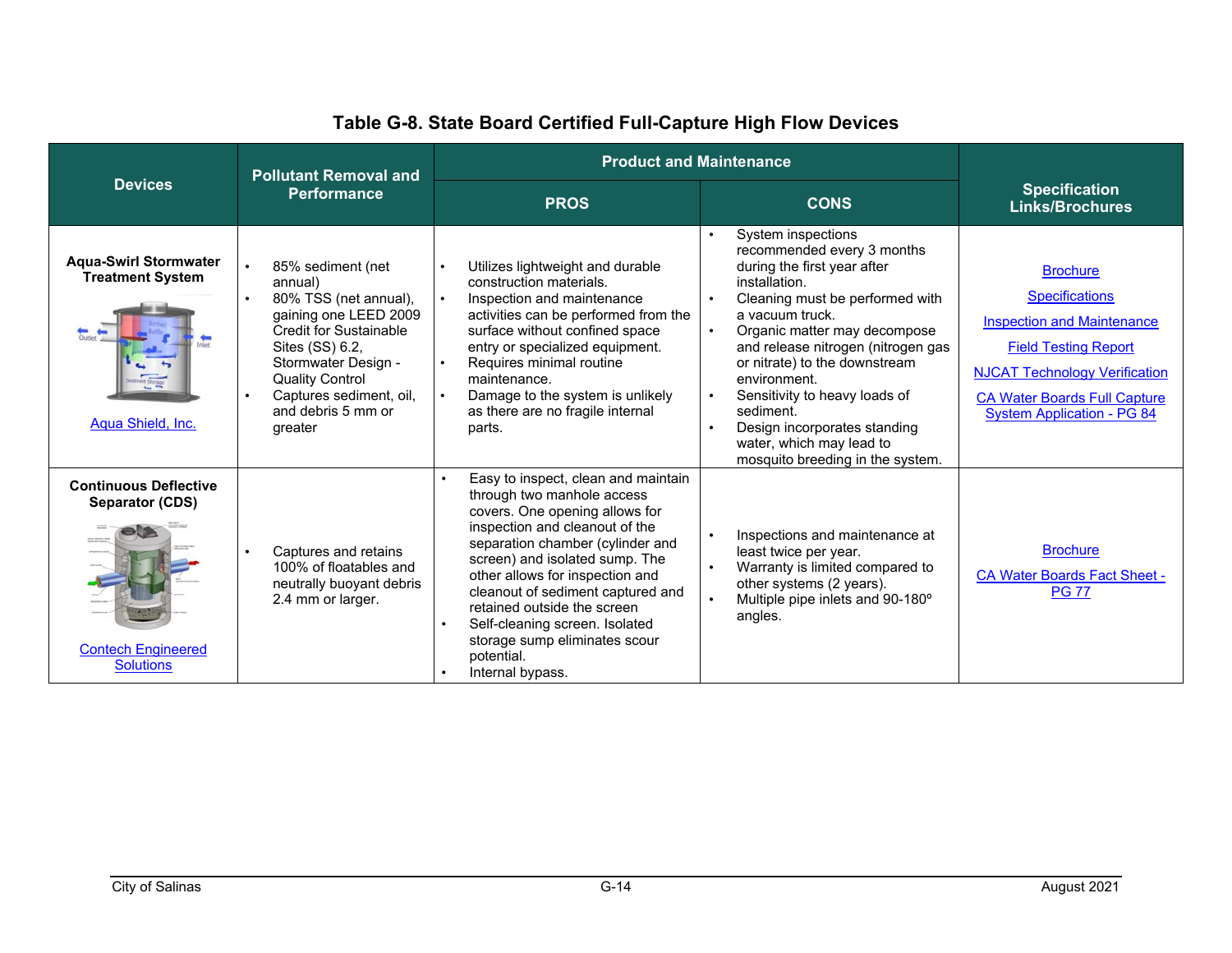### Table G-8. State Board Certified Full-Capture High Flow Devices

| Devices | Pollutant Removal and Performance | Product and Maintenance | | Specification Links/Brochures |
|---|---|---|---|---|
| | | PROS | CONS | |
| **Aqua-Swirl Stormwater Treatment System**<br><br>Aqua Shield, Inc. | • 85% sediment (net annual)<br>• 80% TSS (net annual), gaining one LEED 2009 Credit for Sustainable Sites (SS) 6.2, Stormwater Design - Quality Control<br>• Captures sediment, oil, and debris 5 mm or greater | • Utilizes lightweight and durable construction materials.<br>• Inspection and maintenance activities can be performed from the surface without confined space entry or specialized equipment.<br>• Requires minimal routine maintenance.<br>• Damage to the system is unlikely as there are no fragile internal parts. | • System inspections recommended every 3 months during the first year after installation.<br>• Cleaning must be performed with a vacuum truck.<br>• Organic matter may decompose and release nitrogen (nitrogen gas or nitrate) to the downstream environment.<br>• Sensitivity to heavy loads of sediment.<br>• Design incorporates standing water, which may lead to mosquito breeding in the system. | Brochure<br>Specifications<br>Inspection and Maintenance<br>Field Testing Report<br>NJCAT Technology Verification<br>CA Water Boards Full Capture System Application - PG 84 |
| **Continuous Deflective Separator (CDS)**<br><br>Contech Engineered Solutions | • Captures and retains 100% of floatables and neutrally buoyant debris 2.4 mm or larger. | • Easy to inspect, clean and maintain through two manhole access covers. One opening allows for inspection and cleanout of the separation chamber (cylinder and screen) and isolated sump. The other allows for inspection and cleanout of sediment captured and retained outside the screen<br>• Self-cleaning screen. Isolated storage sump eliminates scour potential.<br>• Internal bypass. | • Inspections and maintenance at least twice per year.<br>• Warranty is limited compared to other systems (2 years).<br>• Multiple pipe inlets and 90-180º angles. | Brochure<br>CA Water Boards Fact Sheet - PG 77 |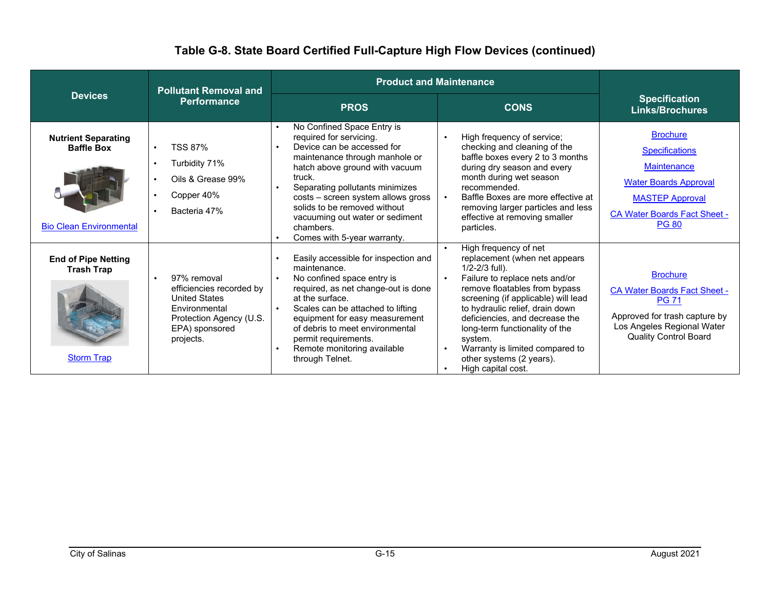# Table G-8. State Board Certified Full-Capture High Flow Devices (continued)

| Devices | Pollutant Removal and Performance | Product and Maintenance | | Specification Links/Brochures |
|---|---|---|---|---|
| | | PROS | CONS | |
| **Nutrient Separating Baffle Box**<br><br>Bio Clean Environmental | • TSS 87%<br>• Turbidity 71%<br>• Oils & Grease 99%<br>• Copper 40%<br>• Bacteria 47% | • No Confined Space Entry is required for servicing.<br>• Device can be accessed for maintenance through manhole or hatch above ground with vacuum truck.<br>• Separating pollutants minimizes costs – screen system allows gross solids to be removed without vacuuming out water or sediment chambers.<br>• Comes with 5-year warranty. | • High frequency of service; checking and cleaning of the baffle boxes every 2 to 3 months during dry season and every month during wet season recommended.<br>• Baffle Boxes are more effective at removing larger particles and less effective at removing smaller particles. | Brochure<br>Specifications<br>Maintenance<br>Water Boards Approval<br>MASTEP Approval<br>CA Water Boards Fact Sheet - PG 80 |
| **End of Pipe Netting Trash Trap**<br><br>Storm Trap | • 97% removal efficiencies recorded by United States Environmental Protection Agency (U.S. EPA) sponsored projects. | • Easily accessible for inspection and maintenance.<br>• No confined space entry is required, as net change-out is done at the surface.<br>• Scales can be attached to lifting equipment for easy measurement of debris to meet environmental permit requirements.<br>• Remote monitoring available through Telnet. | • High frequency of net replacement (when net appears 1/2-2/3 full).<br>• Failure to replace nets and/or remove floatables from bypass screening (if applicable) will lead to hydraulic relief, drain down deficiencies, and decrease the long-term functionality of the system.<br>• Warranty is limited compared to other systems (2 years).<br>• High capital cost. | Brochure<br>CA Water Boards Fact Sheet - PG 71<br>Approved for trash capture by Los Angeles Regional Water Quality Control Board |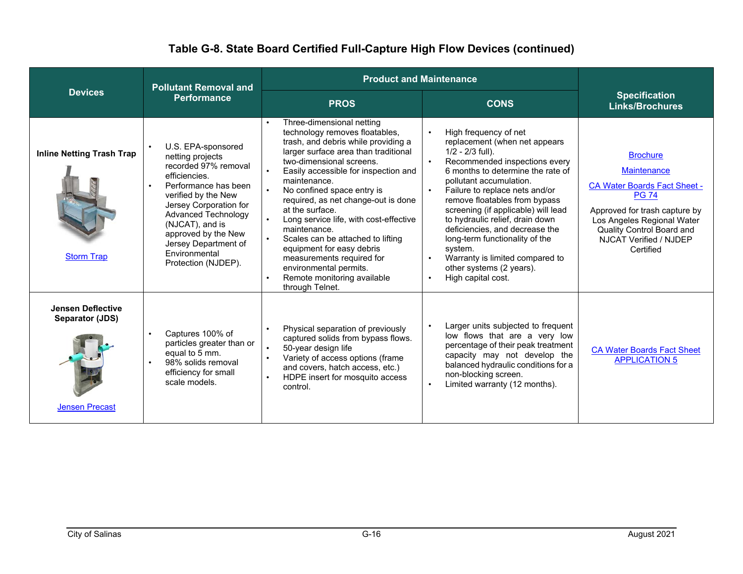# Table G-8. State Board Certified Full-Capture High Flow Devices (continued)

| Devices | Pollutant Removal and Performance | Product and Maintenance | | Specification Links/Brochures |
|---|---|---|---|---|
| | | PROS | CONS | |
| **Inline Netting Trash Trap**<br><br>Storm Trap | • U.S. EPA-sponsored netting projects recorded 97% removal efficiencies.<br>• Performance has been verified by the New Jersey Corporation for Advanced Technology (NJCAT), and is approved by the New Jersey Department of Environmental Protection (NJDEP). | • Three-dimensional netting technology removes floatables, trash, and debris while providing a larger surface area than traditional two-dimensional screens.<br>• Easily accessible for inspection and maintenance.<br>• No confined space entry is required, as net change-out is done at the surface.<br>• Long service life, with cost-effective maintenance.<br>• Scales can be attached to lifting equipment for easy debris measurements required for environmental permits.<br>• Remote monitoring available through Telnet. | • High frequency of net replacement (when net appears 1/2 - 2/3 full).<br>• Recommended inspections every 6 months to determine the rate of pollutant accumulation.<br>• Failure to replace nets and/or remove floatables from bypass screening (if applicable) will lead to hydraulic relief, drain down deficiencies, and decrease the long-term functionality of the system.<br>• Warranty is limited compared to other systems (2 years).<br>• High capital cost. | Brochure<br><br>Maintenance<br><br>CA Water Boards Fact Sheet - PG 74<br><br>Approved for trash capture by Los Angeles Regional Water Quality Control Board and NJCAT Verified / NJDEP Certified |
| **Jensen Deflective Separator (JDS)**<br><br>Jensen Precast | • Captures 100% of particles greater than or equal to 5 mm.<br>• 98% solids removal efficiency for small scale models. | • Physical separation of previously captured solids from bypass flows.<br>• 50-year design life<br>• Variety of access options (frame and covers, hatch access, etc.)<br>• HDPE insert for mosquito access control. | • Larger units subjected to frequent low flows that are a very low percentage of their peak treatment capacity may not develop the balanced hydraulic conditions for a non-blocking screen.<br>• Limited warranty (12 months). | CA Water Boards Fact Sheet APPLICATION 5 |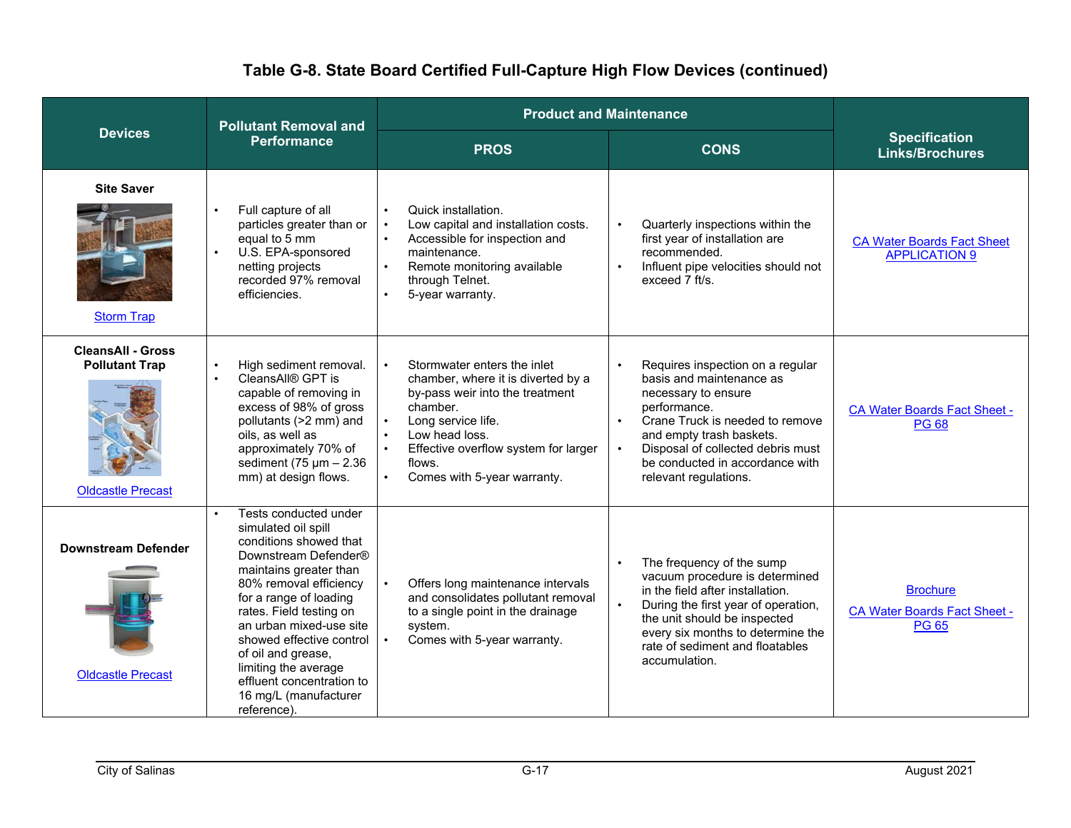# Table G-8. State Board Certified Full-Capture High Flow Devices (continued)

| Devices | Pollutant Removal and Performance | Product and Maintenance | | Specification Links/Brochures |
|---|---|---|---|---|
| | | PROS | CONS | |
| **Site Saver**<br><br>Storm Trap | • Full capture of all particles greater than or equal to 5 mm<br>• U.S. EPA-sponsored netting projects recorded 97% removal efficiencies. | • Quick installation.<br>• Low capital and installation costs.<br>• Accessible for inspection and maintenance.<br>• Remote monitoring available through Telnet.<br>• 5-year warranty. | • Quarterly inspections within the first year of installation are recommended.<br>• Influent pipe velocities should not exceed 7 ft/s. | CA Water Boards Fact Sheet APPLICATION 9 |
| **CleansAll - Gross Pollutant Trap**<br><br>Oldcastle Precast | • High sediment removal.<br>• CleansAll® GPT is capable of removing in excess of 98% of gross pollutants (>2 mm) and oils, as well as approximately 70% of sediment (75 µm – 2.36 mm) at design flows. | • Stormwater enters the inlet chamber, where it is diverted by a by-pass weir into the treatment chamber.<br>• Long service life.<br>• Low head loss.<br>• Effective overflow system for larger flows.<br>• Comes with 5-year warranty. | • Requires inspection on a regular basis and maintenance as necessary to ensure performance.<br>• Crane Truck is needed to remove and empty trash baskets.<br>• Disposal of collected debris must be conducted in accordance with relevant regulations. | CA Water Boards Fact Sheet - PG 68 |
| **Downstream Defender**<br><br>Oldcastle Precast | • Tests conducted under simulated oil spill conditions showed that Downstream Defender® maintains greater than 80% removal efficiency for a range of loading rates. Field testing on an urban mixed-use site showed effective control of oil and grease, limiting the average effluent concentration to 16 mg/L (manufacturer reference). | • Offers long maintenance intervals and consolidates pollutant removal to a single point in the drainage system.<br>• Comes with 5-year warranty. | • The frequency of the sump vacuum procedure is determined in the field after installation.<br>• During the first year of operation, the unit should be inspected every six months to determine the rate of sediment and floatables accumulation. | Brochure<br><br>CA Water Boards Fact Sheet - PG 65 |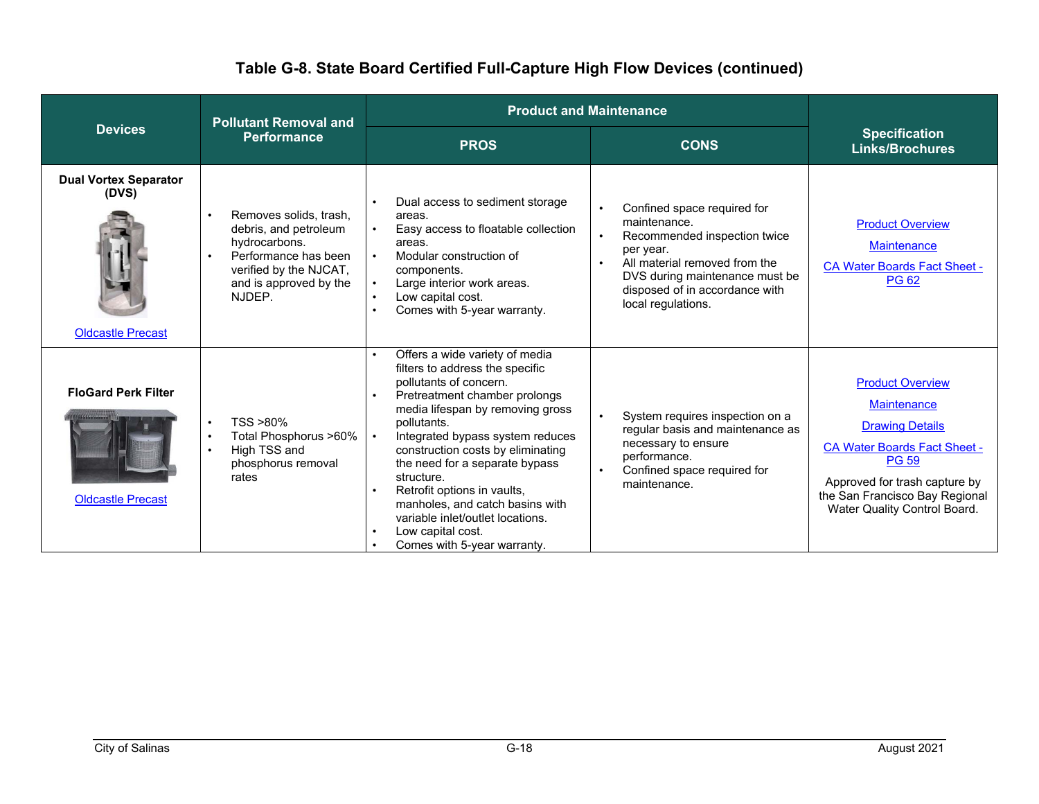# Table G-8. State Board Certified Full-Capture High Flow Devices (continued)

| Devices | Pollutant Removal and Performance | Product and Maintenance | | Specification Links/Brochures |
|---|---|---|---|---|
| | | PROS | CONS | |
| **Dual Vortex Separator (DVS)**<br><br>Oldcastle Precast | • Removes solids, trash, debris, and petroleum hydrocarbons.<br>• Performance has been verified by the NJCAT, and is approved by the NJDEP. | • Dual access to sediment storage areas.<br>• Easy access to floatable collection areas.<br>• Modular construction of components.<br>• Large interior work areas.<br>• Low capital cost.<br>• Comes with 5-year warranty. | • Confined space required for maintenance.<br>• Recommended inspection twice per year.<br>• All material removed from the DVS during maintenance must be disposed of in accordance with local regulations. | Product Overview<br><br>Maintenance<br><br>CA Water Boards Fact Sheet - PG 62 |
| **FloGard Perk Filter**<br><br>Oldcastle Precast | • TSS >80%<br>• Total Phosphorus >60%<br>• High TSS and phosphorus removal rates | • Offers a wide variety of media filters to address the specific pollutants of concern.<br>• Pretreatment chamber prolongs media lifespan by removing gross pollutants.<br>• Integrated bypass system reduces construction costs by eliminating the need for a separate bypass structure.<br>• Retrofit options in vaults, manholes, and catch basins with variable inlet/outlet locations.<br>• Low capital cost.<br>• Comes with 5-year warranty. | • System requires inspection on a regular basis and maintenance as necessary to ensure performance.<br>• Confined space required for maintenance. | Product Overview<br><br>Maintenance<br><br>Drawing Details<br><br>CA Water Boards Fact Sheet - PG 59<br><br>Approved for trash capture by the San Francisco Bay Regional Water Quality Control Board. |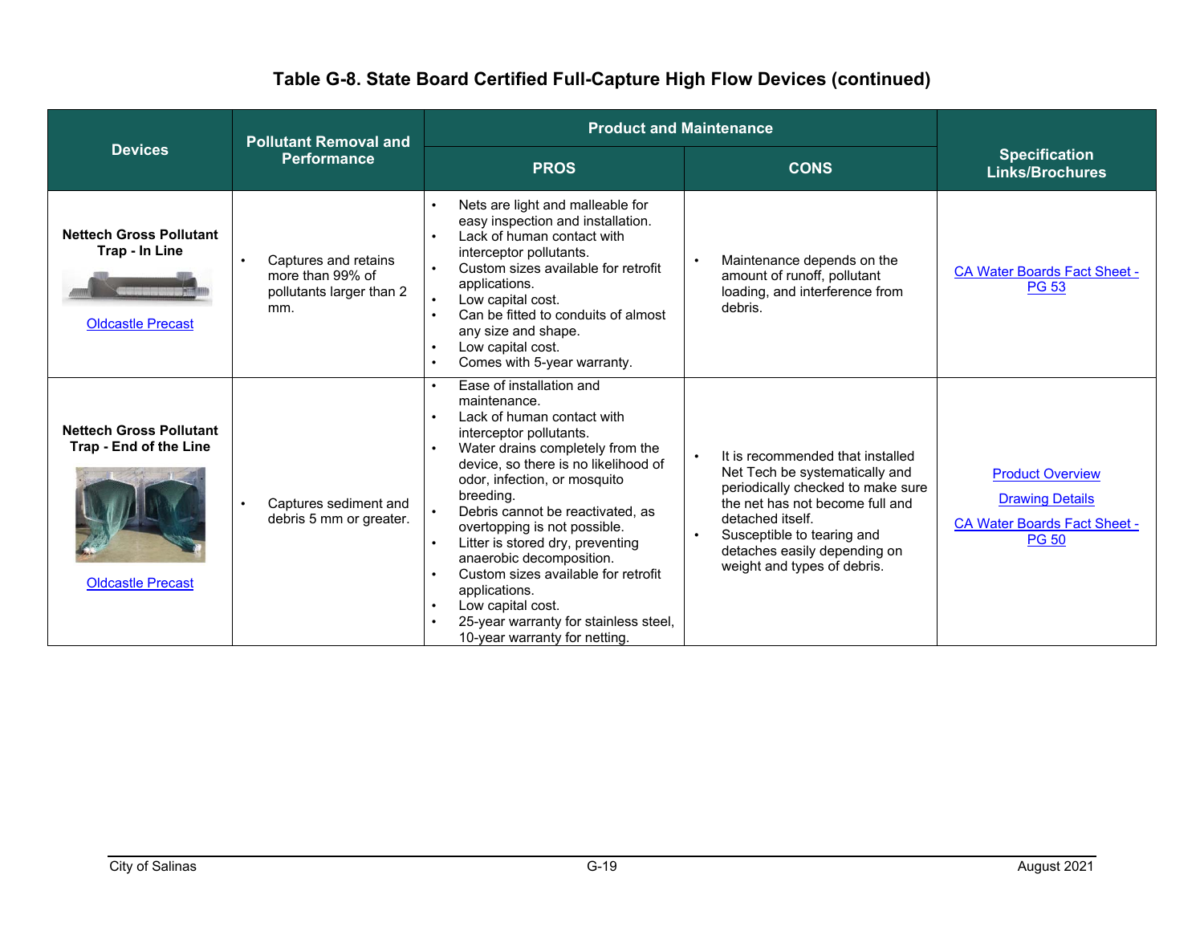# Table G-8. State Board Certified Full-Capture High Flow Devices (continued)

| Devices | Pollutant Removal and Performance | Product and Maintenance | | Specification Links/Brochures |
|---|---|---|---|---|
| | | PROS | CONS | |
| **Nettech Gross Pollutant Trap - In Line** Oldcastle Precast | • Captures and retains more than 99% of pollutants larger than 2 mm. | • Nets are light and malleable for easy inspection and installation. • Lack of human contact with interceptor pollutants. • Custom sizes available for retrofit applications. • Low capital cost. • Can be fitted to conduits of almost any size and shape. • Low capital cost. • Comes with 5-year warranty. | • Maintenance depends on the amount of runoff, pollutant loading, and interference from debris. | CA Water Boards Fact Sheet - PG 53 |
| **Nettech Gross Pollutant Trap - End of the Line** Oldcastle Precast | • Captures sediment and debris 5 mm or greater. | • Ease of installation and maintenance. • Lack of human contact with interceptor pollutants. • Water drains completely from the device, so there is no likelihood of odor, infection, or mosquito breeding. • Debris cannot be reactivated, as overtopping is not possible. • Litter is stored dry, preventing anaerobic decomposition. • Custom sizes available for retrofit applications. • Low capital cost. • 25-year warranty for stainless steel, 10-year warranty for netting. | • It is recommended that installed Net Tech be systematically and periodically checked to make sure the net has not become full and detached itself. • Susceptible to tearing and detaches easily depending on weight and types of debris. | Product Overview Drawing Details CA Water Boards Fact Sheet - PG 50 |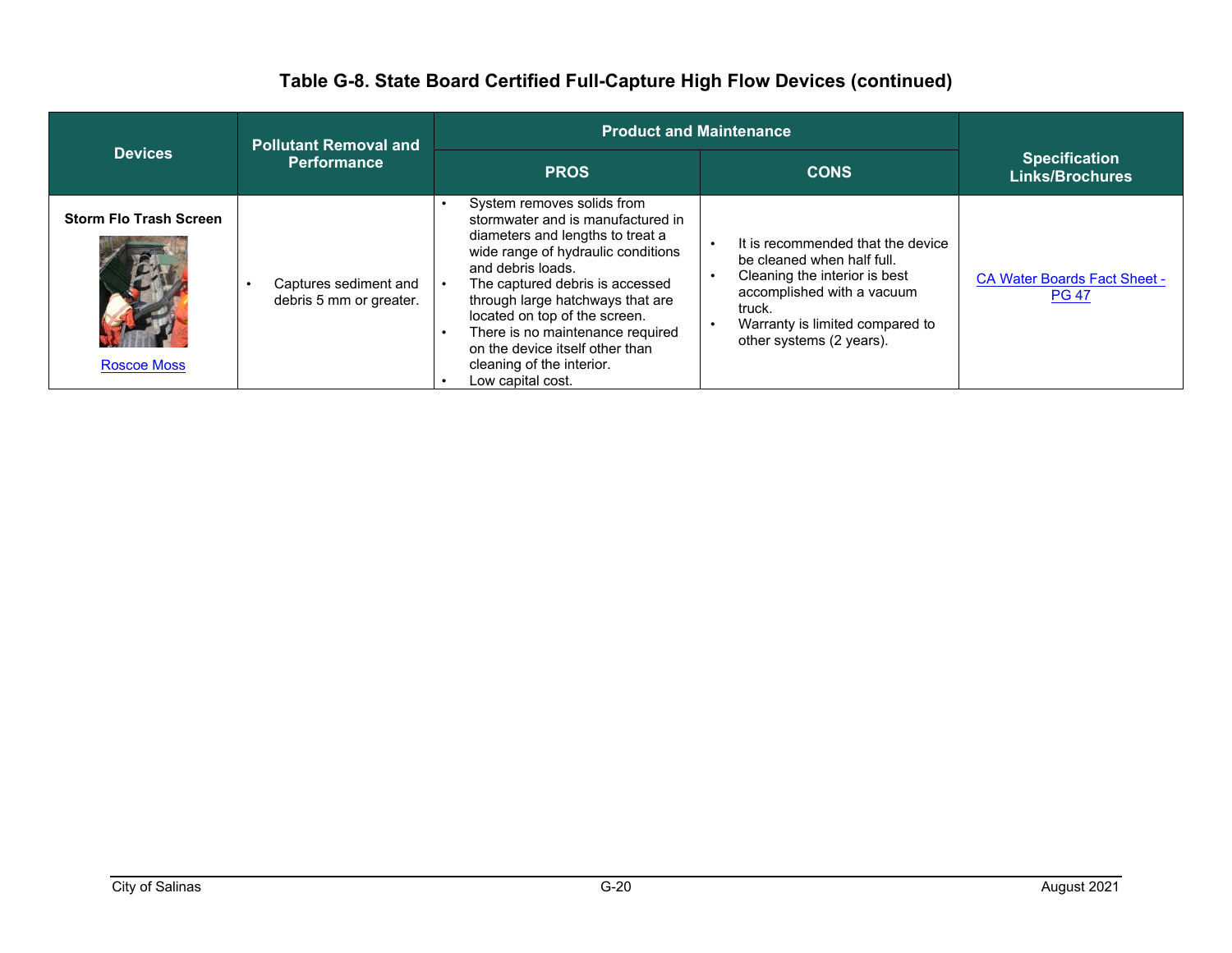## Table G-8. State Board Certified Full-Capture High Flow Devices (continued)

| Devices | Pollutant Removal and Performance | Product and Maintenance | | Specification Links/Brochures |
|---|---|---|---|---|
| | | PROS | CONS | |
| **Storm Flo Trash Screen** Roscoe Moss | • Captures sediment and debris 5 mm or greater. | • System removes solids from stormwater and is manufactured in diameters and lengths to treat a wide range of hydraulic conditions and debris loads. • The captured debris is accessed through large hatchways that are located on top of the screen. • There is no maintenance required on the device itself other than cleaning of the interior. • Low capital cost. | • It is recommended that the device be cleaned when half full. • Cleaning the interior is best accomplished with a vacuum truck. • Warranty is limited compared to other systems (2 years). | CA Water Boards Fact Sheet - PG 47 |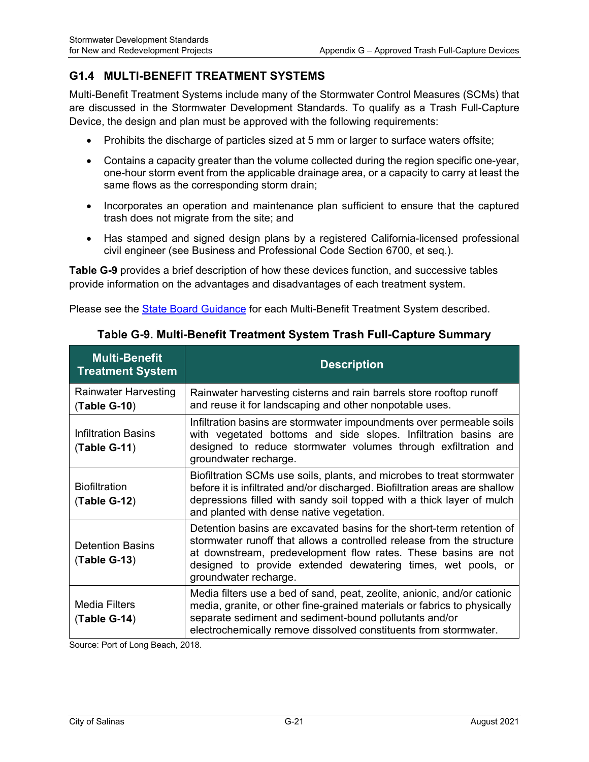## G1.4 MULTI-BENEFIT TREATMENT SYSTEMS

Multi-Benefit Treatment Systems include many of the Stormwater Control Measures (SCMs) that are discussed in the Stormwater Development Standards. To qualify as a Trash Full-Capture Device, the design and plan must be approved with the following requirements:

- Prohibits the discharge of particles sized at 5 mm or larger to surface waters offsite;
- Contains a capacity greater than the volume collected during the region specific one-year, one-hour storm event from the applicable drainage area, or a capacity to carry at least the same flows as the corresponding storm drain;
- Incorporates an operation and maintenance plan sufficient to ensure that the captured trash does not migrate from the site; and
- Has stamped and signed design plans by a registered California-licensed professional civil engineer (see Business and Professional Code Section 6700, et seq.).

**Table G-9** provides a brief description of how these devices function, and successive tables provide information on the advantages and disadvantages of each treatment system.

Please see the State Board Guidance for each Multi-Benefit Treatment System described.

**Table G-9. Multi-Benefit Treatment System Trash Full-Capture Summary**

| Multi-Benefit Treatment System | Description |
|---|---|
| Rainwater Harvesting (**Table G-10**) | Rainwater harvesting cisterns and rain barrels store rooftop runoff and reuse it for landscaping and other nonpotable uses. |
| Infiltration Basins (**Table G-11**) | Infiltration basins are stormwater impoundments over permeable soils with vegetated bottoms and side slopes. Infiltration basins are designed to reduce stormwater volumes through exfiltration and groundwater recharge. |
| Biofiltration (**Table G-12**) | Biofiltration SCMs use soils, plants, and microbes to treat stormwater before it is infiltrated and/or discharged. Biofiltration areas are shallow depressions filled with sandy soil topped with a thick layer of mulch and planted with dense native vegetation. |
| Detention Basins (**Table G-13**) | Detention basins are excavated basins for the short-term retention of stormwater runoff that allows a controlled release from the structure at downstream, predevelopment flow rates. These basins are not designed to provide extended dewatering times, wet pools, or groundwater recharge. |
| Media Filters (**Table G-14**) | Media filters use a bed of sand, peat, zeolite, anionic, and/or cationic media, granite, or other fine-grained materials or fabrics to physically separate sediment and sediment-bound pollutants and/or electrochemically remove dissolved constituents from stormwater. |

Source: Port of Long Beach, 2018.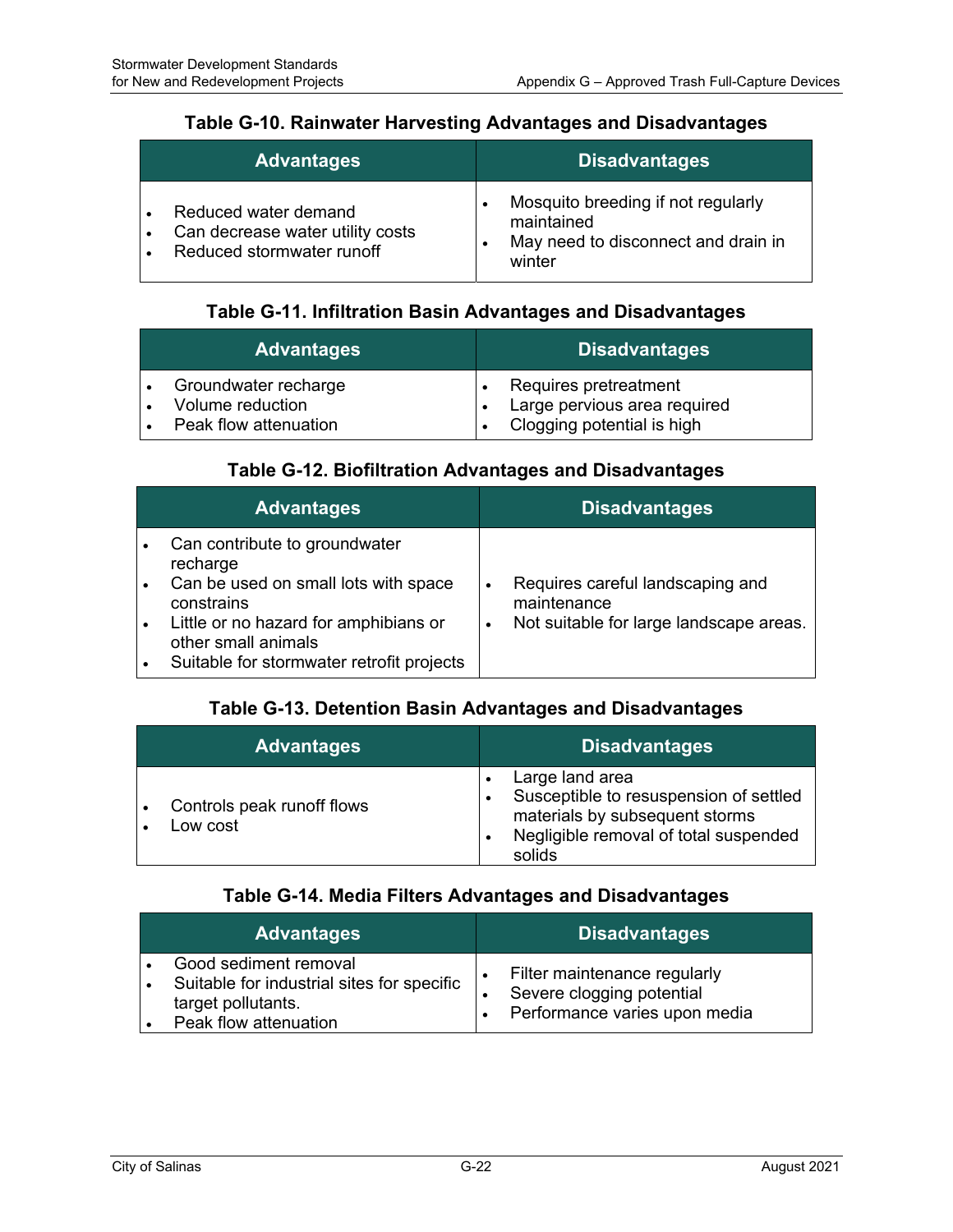**Table G-10. Rainwater Harvesting Advantages and Disadvantages**

| Advantages | Disadvantages |
|---|---|
| • Reduced water demand<br>• Can decrease water utility costs<br>• Reduced stormwater runoff | • Mosquito breeding if not regularly maintained<br>• May need to disconnect and drain in winter |

**Table G-11. Infiltration Basin Advantages and Disadvantages**

| Advantages | Disadvantages |
|---|---|
| • Groundwater recharge<br>• Volume reduction<br>• Peak flow attenuation | • Requires pretreatment<br>• Large pervious area required<br>• Clogging potential is high |

**Table G-12. Biofiltration Advantages and Disadvantages**

| Advantages | Disadvantages |
|---|---|
| • Can contribute to groundwater recharge<br>• Can be used on small lots with space constrains<br>• Little or no hazard for amphibians or other small animals<br>• Suitable for stormwater retrofit projects | • Requires careful landscaping and maintenance<br>• Not suitable for large landscape areas. |

**Table G-13. Detention Basin Advantages and Disadvantages**

| Advantages | Disadvantages |
|---|---|
| • Controls peak runoff flows<br>• Low cost | • Large land area<br>• Susceptible to resuspension of settled materials by subsequent storms<br>• Negligible removal of total suspended solids |

**Table G-14. Media Filters Advantages and Disadvantages**

| Advantages | Disadvantages |
|---|---|
| • Good sediment removal<br>• Suitable for industrial sites for specific target pollutants.<br>• Peak flow attenuation | • Filter maintenance regularly<br>• Severe clogging potential<br>• Performance varies upon media |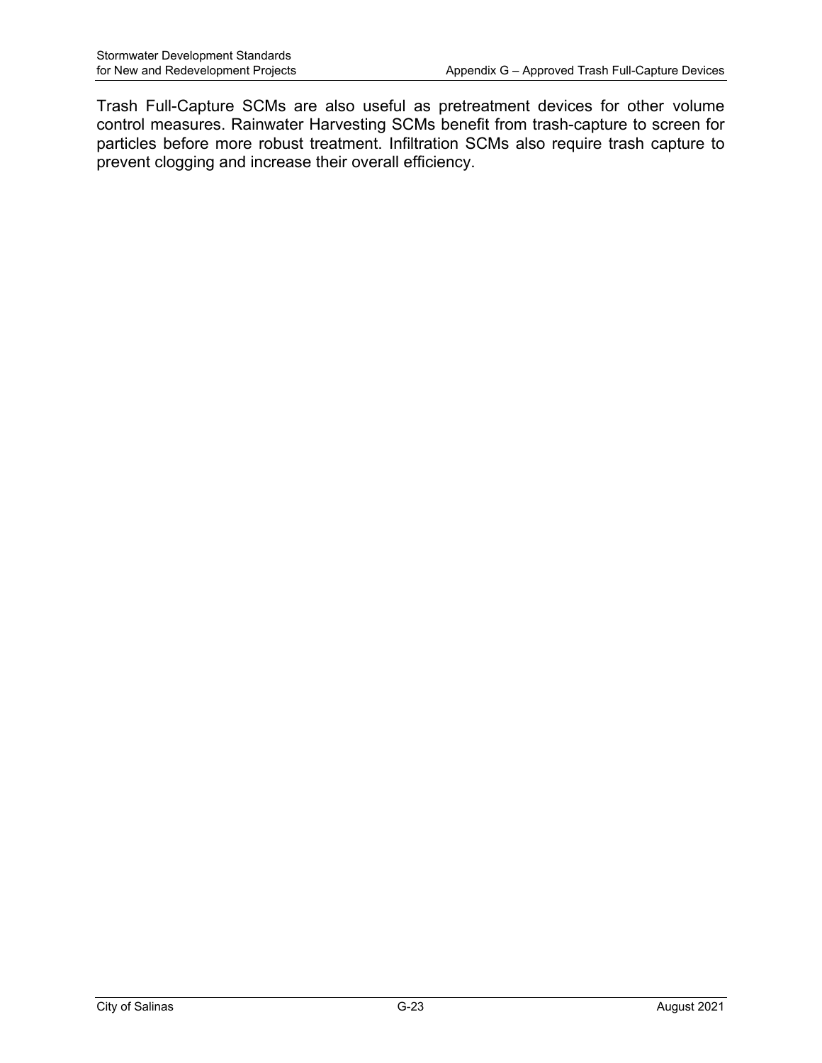Trash Full-Capture SCMs are also useful as pretreatment devices for other volume control measures. Rainwater Harvesting SCMs benefit from trash-capture to screen for particles before more robust treatment. Infiltration SCMs also require trash capture to prevent clogging and increase their overall efficiency.